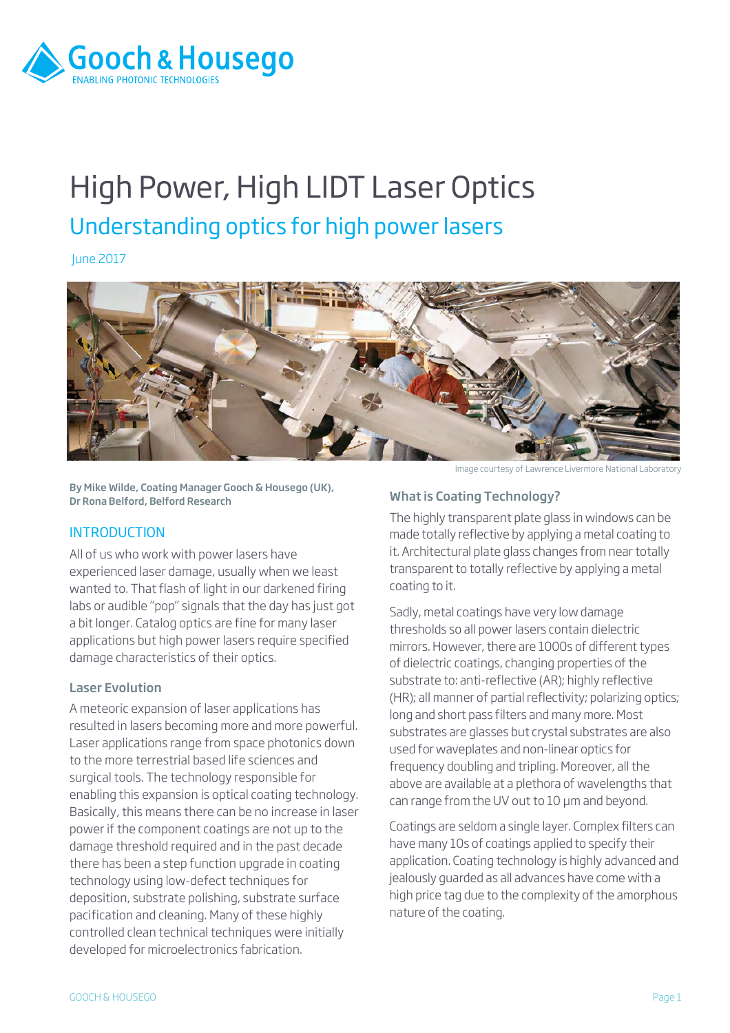# High Power, High LIDT Laser Optics

## Understanding optics for high power lasers

June 2017

Image courtesy of Lawrence Livermore National Laboratory

**By Mike Wilde, Coating Manager Gooch & Housego (UK), Dr Rona Belford, Belford Research**

## INTRODUCTION

All of us who work with power lasers have experienced laser damage, usually when we least wanted to. That flash of light in our darkened firing labs or audible "pop" signals that the day has just got a bit longer. Catalog optics are fine for many laser applications but high power lasers require specified damage characteristics of their optics.

### Laser Evolution

A meteoric expansion of laser applications has resulted in lasers becoming more and more powerful. Laser applications range from space photonics down to the more terrestrial based life sciences and surgical tools. The technology responsible for enabling this expansion is optical coating technology. Basically, this means there can be no increase in laser power if the component coatings are not up to the damage threshold required and in the past decade there has been a step function upgrade in coating technology using low-defect techniques for deposition, substrate polishing, substrate surface pacification and cleaning. Many of these highly controlled clean technical techniques were initially developed for microelectronics fabrication.

### What is Coating Technology?

The highly transparent plate glass in windows can be made totally reflective by applying a metal coating to it. Architectural plate glass changes from near totally transparent to totally reflective by applying a metal coating to it.

Sadly, metal coatings have very low damage thresholds so all power lasers contain dielectric mirrors. However, there are 1000s of different types of dielectric coatings, changing properties of the substrate to: anti-reflective (AR); highly reflective (HR); all manner of partial reflectivity; polarizing optics; long and short pass filters and many more. Most substrates are glasses but crystal substrates are also used for waveplates and non-linear optics for frequency doubling and tripling. Moreover, all the above are available at a plethora of wavelengths that can range from the UV out to 10 µm and beyond.

Coatings are seldom a single layer. Complex filters can have many 10s of coatings applied to specify their application. Coating technology is highly advanced and jealously guarded as all advances have come with a high price tag due to the complexity of the amorphous nature of the coating.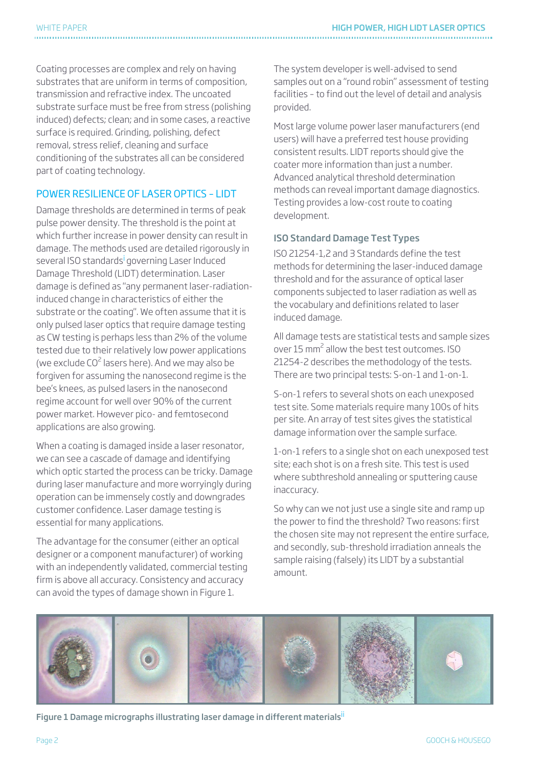Coating processes are complex and rely on having substrates that are uniform in terms of composition, transmission and refractive index. The uncoated substrate surface must be free from stress (polishing induced) defects; clean; and in some cases, a reactive surface is required. Grinding, polishing, defect removal, stress relief, cleaning and surface conditioning of the substrates all can be considered part of coating technology.

## POWER RESILIENCE OF LASER OPTICS – LIDT

Damage thresholds are determined in terms of peak pulse power density. The threshold is the point at which further increase in power density can result in damage. The methods used are detailed rigorously in several ISO standards[i] governing Laser Induced Damage Threshold (LIDT) determination. Laser damage is defined as "any permanent laser-radiation-induced change in characteristics of either the substrate or the coating". We often assume that it is only pulsed laser optics that require damage testing as CW testing is perhaps less than 2% of the volume tested due to their relatively low power applications (we exclude $CO^2$ lasers here). And we may also be forgiven for assuming the nanosecond regime is the bee's knees, as pulsed lasers in the nanosecond regime account for well over 90% of the current power market. However pico- and femtosecond applications are also growing.

When a coating is damaged inside a laser resonator, we can see a cascade of damage and identifying which optic started the process can be tricky. Damage during laser manufacture and more worryingly during operation can be immensely costly and downgrades customer confidence. Laser damage testing is essential for many applications.

The advantage for the consumer (either an optical designer or a component manufacturer) of working with an independently validated, commercial testing firm is above all accuracy. Consistency and accuracy can avoid the types of damage shown in Figure 1.

The system developer is well-advised to send samples out on a "round robin" assessment of testing facilities – to find out the level of detail and analysis provided.

Most large volume power laser manufacturers (end users) will have a preferred test house providing consistent results. LIDT reports should give the coater more information than just a number. Advanced analytical threshold determination methods can reveal important damage diagnostics. Testing provides a low-cost route to coating development.

### ISO Standard Damage Test Types

ISO 21254-1,2 and 3 Standards define the test methods for determining the laser-induced damage threshold and for the assurance of optical laser components subjected to laser radiation as well as the vocabulary and definitions related to laser induced damage.

All damage tests are statistical tests and sample sizes over 15 $mm^2$ allow the best test outcomes. ISO 21254-2 describes the methodology of the tests. There are two principal tests: S-on-1 and 1-on-1.

S-on-1 refers to several shots on each unexposed test site. Some materials require many 100s of hits per site. An array of test sites gives the statistical damage information over the sample surface.

1-on-1 refers to a single shot on each unexposed test site; each shot is on a fresh site. This test is used where subthreshold annealing or sputtering cause inaccuracy.

So why can we not just use a single site and ramp up the power to find the threshold? Two reasons: first the chosen site may not represent the entire surface, and secondly, sub-threshold irradiation anneals the sample raising (falsely) its LIDT by a substantial amount.

**Figure 1 Damage micrographs illustrating laser damage in different materials**[ii]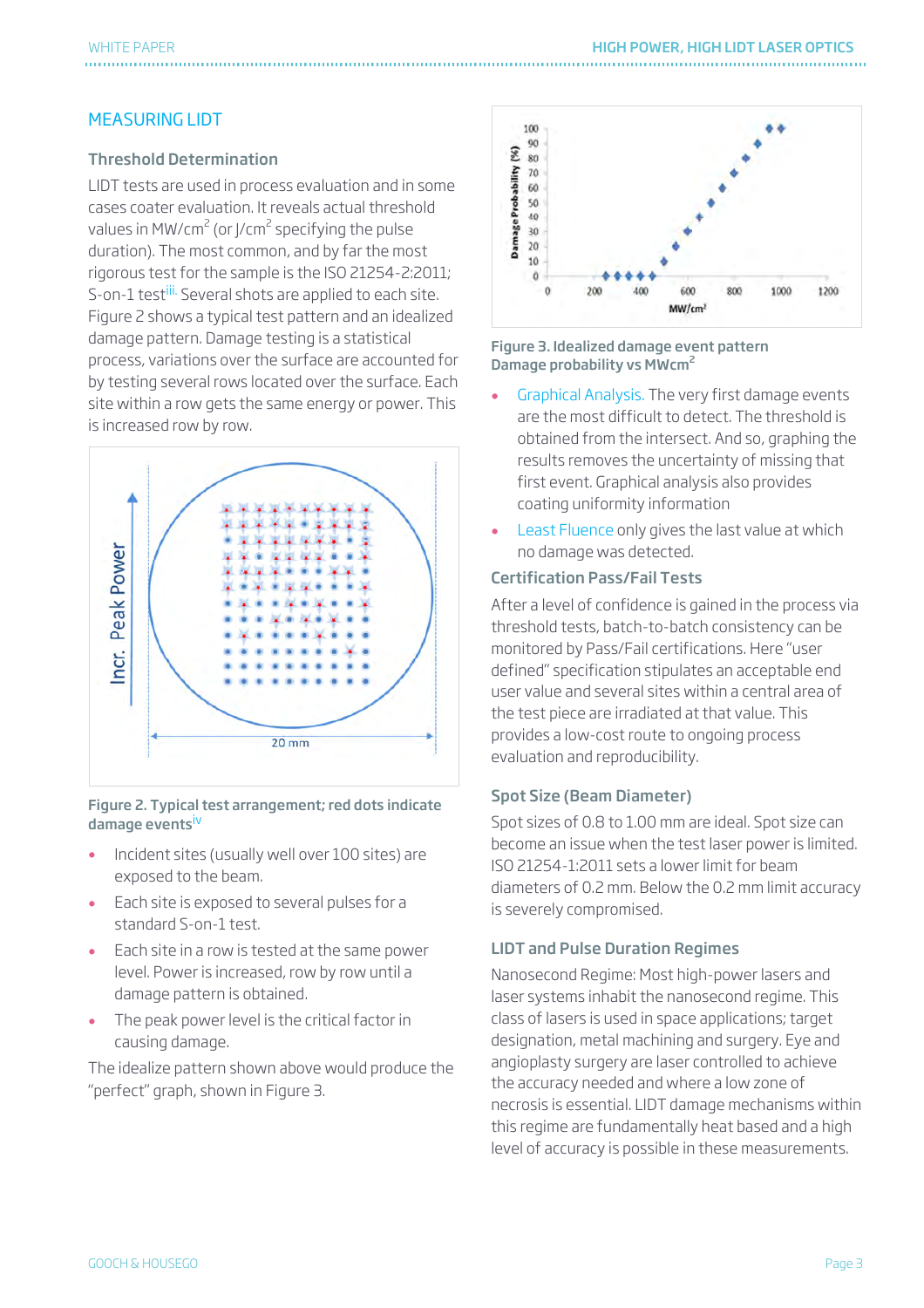## MEASURING LIDT

### Threshold Determination

LIDT tests are used in process evaluation and in some cases coater evaluation. It reveals actual threshold values in MW/cm$^2$ (or J/cm$^2$ specifying the pulse duration). The most common, and by far the most rigorous test for the sample is the ISO 21254-2:2011; S-on-1 test[iii]. Several shots are applied to each site. Figure 2 shows a typical test pattern and an idealized damage pattern. Damage testing is a statistical process, variations over the surface are accounted for by testing several rows located over the surface. Each site within a row gets the same energy or power. This is increased row by row.

Incr. Peak Power

20 mm

Figure 2. Typical test arrangement; red dots indicate damage events[iv]

- Incident sites (usually well over 100 sites) are exposed to the beam.
- Each site is exposed to several pulses for a standard S-on-1 test.
- Each site in a row is tested at the same power level. Power is increased, row by row until a damage pattern is obtained.
- The peak power level is the critical factor in causing damage.

The idealize pattern shown above would produce the "perfect" graph, shown in Figure 3.

Damage Probability (%)

100
90
80
70
60
50
40
30
20
10
0

0 200 400 600 800 1000 1200

MW/cm²

Figure 3. Idealized damage event pattern Damage probability vs MWcm$^2$

- Graphical Analysis. The very first damage events are the most difficult to detect. The threshold is obtained from the intersect. And so, graphing the results removes the uncertainty of missing that first event. Graphical analysis also provides coating uniformity information
- Least Fluence only gives the last value at which no damage was detected.

### Certification Pass/Fail Tests

After a level of confidence is gained in the process via threshold tests, batch-to-batch consistency can be monitored by Pass/Fail certifications. Here "user defined" specification stipulates an acceptable end user value and several sites within a central area of the test piece are irradiated at that value. This provides a low-cost route to ongoing process evaluation and reproducibility.

### Spot Size (Beam Diameter)

Spot sizes of 0.8 to 1.00 mm are ideal. Spot size can become an issue when the test laser power is limited. ISO 21254-1:2011 sets a lower limit for beam diameters of 0.2 mm. Below the 0.2 mm limit accuracy is severely compromised.

### LIDT and Pulse Duration Regimes

Nanosecond Regime: Most high-power lasers and laser systems inhabit the nanosecond regime. This class of lasers is used in space applications; target designation, metal machining and surgery. Eye and angioplasty surgery are laser controlled to achieve the accuracy needed and where a low zone of necrosis is essential. LIDT damage mechanisms within this regime are fundamentally heat based and a high level of accuracy is possible in these measurements.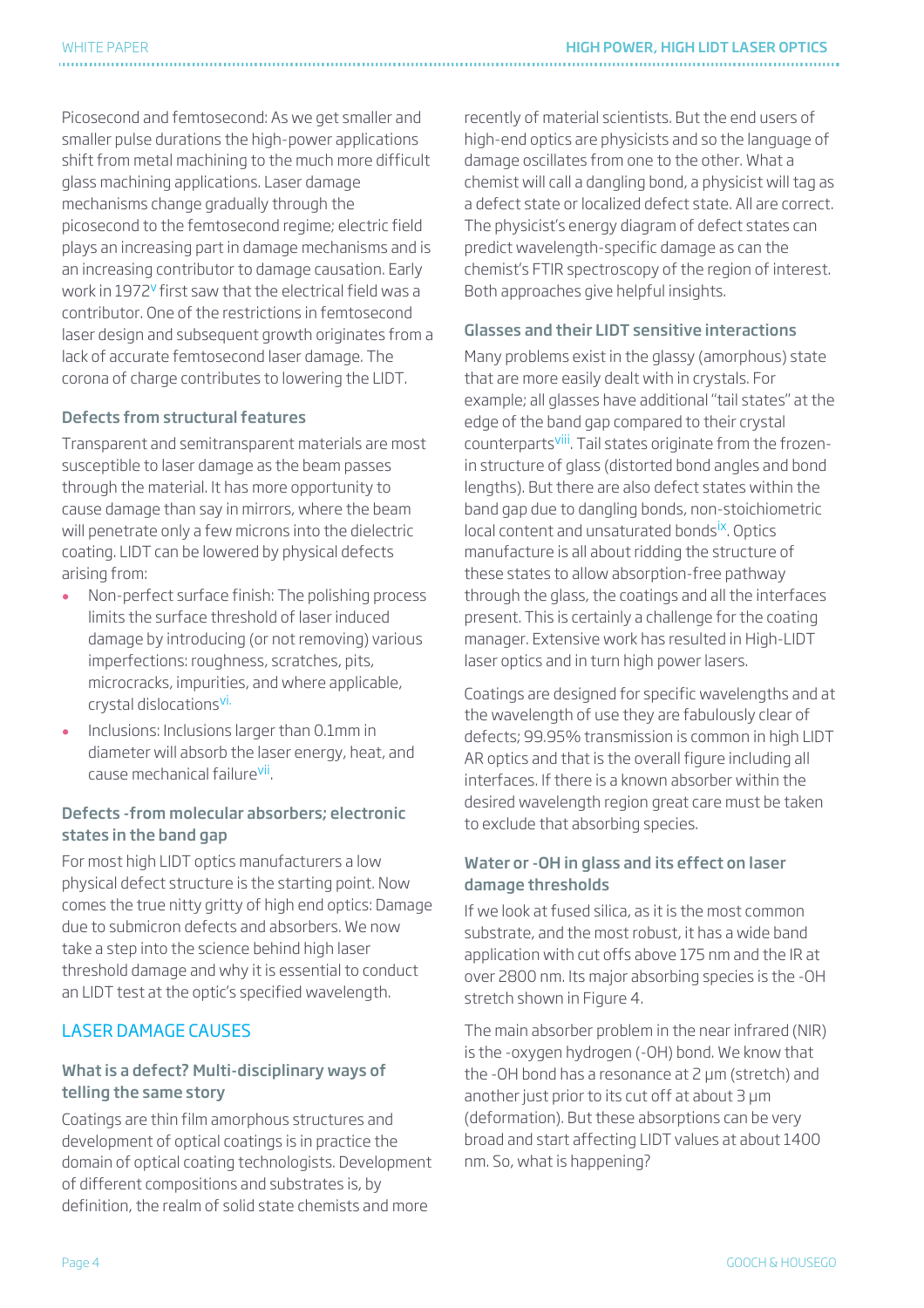Picosecond and femtosecond: As we get smaller and smaller pulse durations the high-power applications shift from metal machining to the much more difficult glass machining applications. Laser damage mechanisms change gradually through the picosecond to the femtosecond regime; electric field plays an increasing part in damage mechanisms and is an increasing contributor to damage causation. Early work in 1972[v] first saw that the electrical field was a contributor. One of the restrictions in femtosecond laser design and subsequent growth originates from a lack of accurate femtosecond laser damage. The corona of charge contributes to lowering the LIDT.

### Defects from structural features

Transparent and semitransparent materials are most susceptible to laser damage as the beam passes through the material. It has more opportunity to cause damage than say in mirrors, where the beam will penetrate only a few microns into the dielectric coating. LIDT can be lowered by physical defects arising from:

- Non-perfect surface finish: The polishing process limits the surface threshold of laser induced damage by introducing (or not removing) various imperfections: roughness, scratches, pits, microcracks, impurities, and where applicable, crystal dislocations[vi].
- Inclusions: Inclusions larger than 0.1mm in diameter will absorb the laser energy, heat, and cause mechanical failure[vii].

### Defects -from molecular absorbers; electronic states in the band gap

For most high LIDT optics manufacturers a low physical defect structure is the starting point. Now comes the true nitty gritty of high end optics: Damage due to submicron defects and absorbers. We now take a step into the science behind high laser threshold damage and why it is essential to conduct an LIDT test at the optic's specified wavelength.

## LASER DAMAGE CAUSES

### What is a defect? Multi-disciplinary ways of telling the same story

Coatings are thin film amorphous structures and development of optical coatings is in practice the domain of optical coating technologists. Development of different compositions and substrates is, by definition, the realm of solid state chemists and more recently of material scientists. But the end users of high-end optics are physicists and so the language of damage oscillates from one to the other. What a chemist will call a dangling bond, a physicist will tag as a defect state or localized defect state. All are correct. The physicist's energy diagram of defect states can predict wavelength-specific damage as can the chemist's FTIR spectroscopy of the region of interest. Both approaches give helpful insights.

### Glasses and their LIDT sensitive interactions

Many problems exist in the glassy (amorphous) state that are more easily dealt with in crystals. For example; all glasses have additional "tail states" at the edge of the band gap compared to their crystal counterparts[viii]. Tail states originate from the frozen-in structure of glass (distorted bond angles and bond lengths). But there are also defect states within the band gap due to dangling bonds, non-stoichiometric local content and unsaturated bonds[ix]. Optics manufacture is all about ridding the structure of these states to allow absorption-free pathway through the glass, the coatings and all the interfaces present. This is certainly a challenge for the coating manager. Extensive work has resulted in High-LIDT laser optics and in turn high power lasers.

Coatings are designed for specific wavelengths and at the wavelength of use they are fabulously clear of defects; 99.95% transmission is common in high LIDT AR optics and that is the overall figure including all interfaces. If there is a known absorber within the desired wavelength region great care must be taken to exclude that absorbing species.

### Water or -OH in glass and its effect on laser damage thresholds

If we look at fused silica, as it is the most common substrate, and the most robust, it has a wide band application with cut offs above 175 nm and the IR at over 2800 nm. Its major absorbing species is the -OH stretch shown in Figure 4.

The main absorber problem in the near infrared (NIR) is the -oxygen hydrogen (-OH) bond. We know that the -OH bond has a resonance at 2 µm (stretch) and another just prior to its cut off at about 3 µm (deformation). But these absorptions can be very broad and start affecting LIDT values at about 1400 nm. So, what is happening?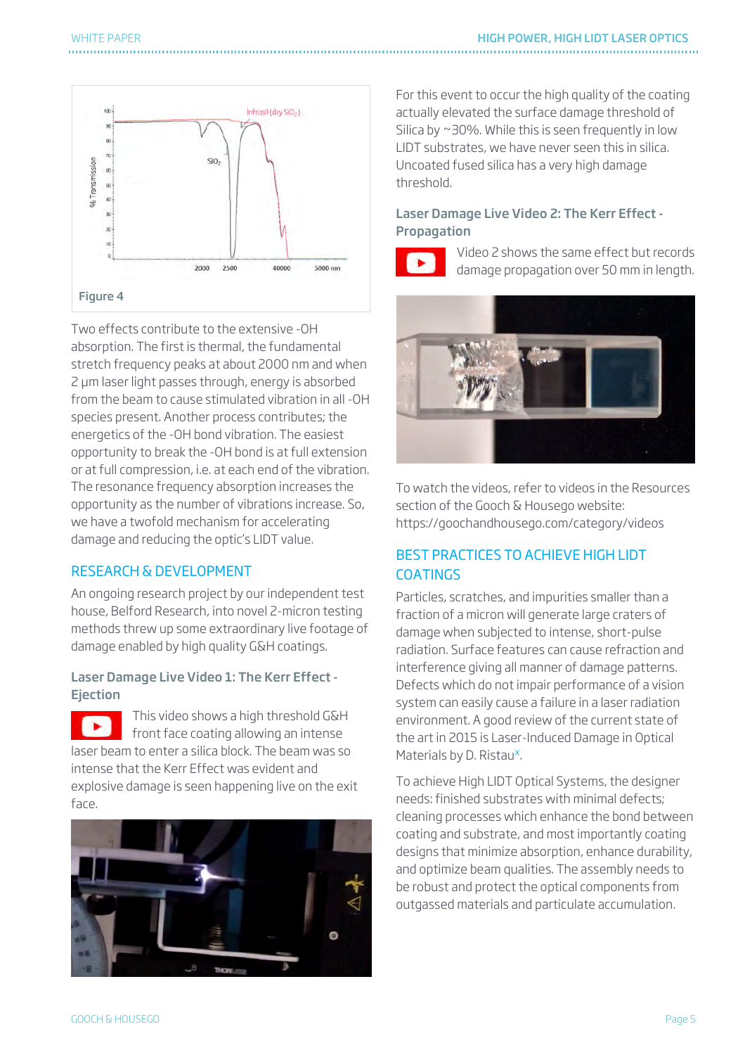Infrasil (dry $SiO_2$)

$SiO_2$

% Transmission

2000 2500 40000 5000 nm

Figure 4

Two effects contribute to the extensive -OH absorption. The first is thermal, the fundamental stretch frequency peaks at about 2000 nm and when 2 µm laser light passes through, energy is absorbed from the beam to cause stimulated vibration in all -OH species present. Another process contributes; the energetics of the -OH bond vibration. The easiest opportunity to break the -OH bond is at full extension or at full compression, i.e. at each end of the vibration. The resonance frequency absorption increases the opportunity as the number of vibrations increase. So, we have a twofold mechanism for accelerating damage and reducing the optic's LIDT value.

## RESEARCH & DEVELOPMENT

An ongoing research project by our independent test house, Belford Research, into novel 2-micron testing methods threw up some extraordinary live footage of damage enabled by high quality G&H coatings.

### Laser Damage Live Video 1: The Kerr Effect - Ejection

This video shows a high threshold G&H front face coating allowing an intense laser beam to enter a silica block. The beam was so intense that the Kerr Effect was evident and explosive damage is seen happening live on the exit face.

For this event to occur the high quality of the coating actually elevated the surface damage threshold of Silica by ~30%. While this is seen frequently in low LIDT substrates, we have never seen this in silica. Uncoated fused silica has a very high damage threshold.

### Laser Damage Live Video 2: The Kerr Effect - Propagation

Video 2 shows the same effect but records damage propagation over 50 mm in length.

To watch the videos, refer to videos in the Resources section of the Gooch & Housego website: https://goochandhousego.com/category/videos

## BEST PRACTICES TO ACHIEVE HIGH LIDT COATINGS

Particles, scratches, and impurities smaller than a fraction of a micron will generate large craters of damage when subjected to intense, short-pulse radiation. Surface features can cause refraction and interference giving all manner of damage patterns. Defects which do not impair performance of a vision system can easily cause a failure in a laser radiation environment. A good review of the current state of the art in 2015 is Laser-Induced Damage in Optical Materials by D. Ristau[X].

To achieve High LIDT Optical Systems, the designer needs: finished substrates with minimal defects; cleaning processes which enhance the bond between coating and substrate, and most importantly coating designs that minimize absorption, enhance durability, and optimize beam qualities. The assembly to be robust and protect the optical components from outgassed materials and particulate accumulation.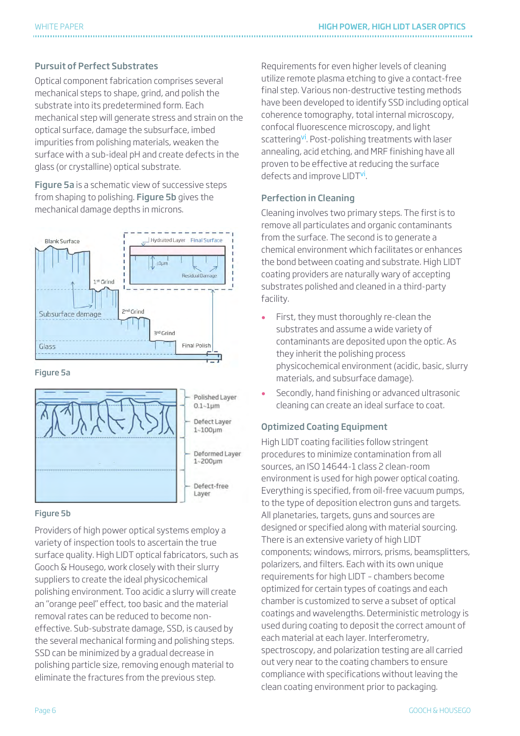## Pursuit of Perfect Substrates

Optical component fabrication comprises several mechanical steps to shape, grind, and polish the substrate into its predetermined form. Each mechanical step will generate stress and strain on the optical surface, damage the subsurface, imbed impurities from polishing materials, weaken the surface with a sub-ideal pH and create defects in the glass (or crystalline) optical substrate.

**Figure 5a** is a schematic view of successive steps from shaping to polishing. **Figure 5b** gives the mechanical damage depths in microns.

Blank Surface
Hydrated Layer
Final Surface
≤1µm
Residual Damage
1st Grind
Subsurface damage
2nd Grind
3rd Grind
Glass
Final Polish

Figure 5a

Polished Layer
0.1~1µm
Defect Layer
1~100µm
Deformed Layer
1~200µm
Defect-free Layer

Figure 5b

Providers of high power optical systems employ a variety of inspection tools to ascertain the true surface quality. High LIDT optical fabricators, such as Gooch & Housego, work closely with their slurry suppliers to create the ideal physicochemical polishing environment. Too acidic a slurry will create an "orange peel" effect, too basic and the material removal rates can be reduced to become non-effective. Sub-substrate damage, SSD, is caused by the several mechanical forming and polishing steps. SSD can be minimized by a gradual decrease in polishing particle size, removing enough material to eliminate the fractures from the previous step.

Requirements for even higher levels of cleaning utilize remote plasma etching to give a contact-free final step. Various non-destructive testing methods have been developed to identify SSD including optical coherence tomography, total internal microscopy, confocal fluorescence microscopy, and light scattering[vi]. Post-polishing treatments with laser annealing, acid etching, and MRF finishing have all proven to be effective at reducing the surface defects and improve LIDT[vi].

## Perfection in Cleaning

Cleaning involves two primary steps. The first is to remove all particulates and organic contaminants from the surface. The second is to generate a chemical environment which facilitates or enhances the bond between coating and substrate. High LIDT coating providers are naturally wary of accepting substrates polished and cleaned in a third-party facility.

- First, they must thoroughly re-clean the substrates and assume a wide variety of contaminants are deposited upon the optic. As they inherit the polishing process physicochemical environment (acidic, basic, slurry materials, and subsurface damage).
- Secondly, hand finishing or advanced ultrasonic cleaning can create an ideal surface to coat.

## Optimized Coating Equipment

High LIDT coating facilities follow stringent procedures to minimize contamination from all sources, an ISO 14644-1 class 2 clean-room environment is used for high power optical coating. Everything is specified, from oil-free vacuum pumps, to the type of deposition electron guns and targets. All planetaries, targets, guns and sources are designed or specified along with material sourcing. There is an extensive variety of high LIDT components; windows, mirrors, prisms, beamsplitters, polarizers, and filters. Each with its own unique requirements for high LIDT – chambers become optimized for certain types of coatings and each chamber is customized to serve a subset of optical coatings and wavelengths. Deterministic metrology is used during coating to deposit the correct amount of each material at each layer. Interferometry, spectroscopy, and polarization testing are all carried out very near to the coating chambers to ensure compliance with specifications without leaving the clean coating environment prior to packaging.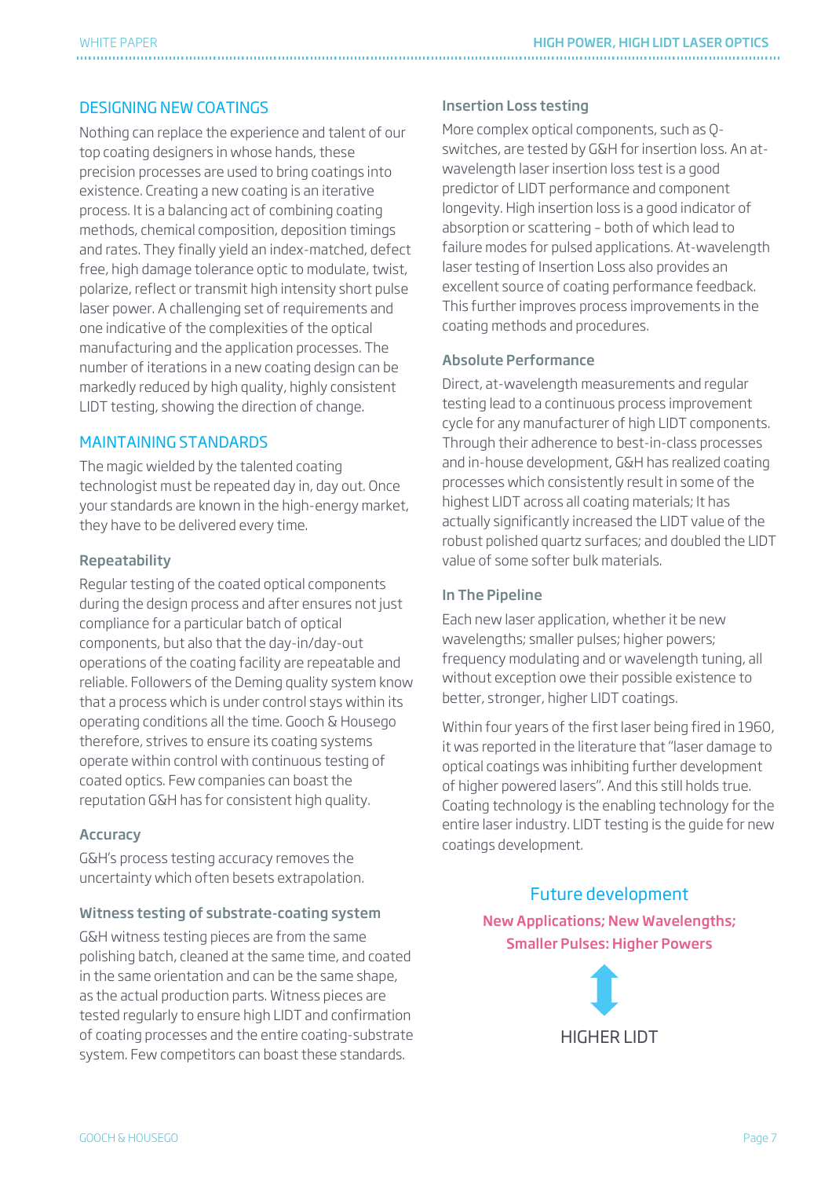## DESIGNING NEW COATINGS

Nothing can replace the experience and talent of our top coating designers in whose hands, these precision processes are used to bring coatings into existence. Creating a new coating is an iterative process. It is a balancing act of combining coating methods, chemical composition, deposition timings and rates. They finally yield an index-matched, defect free, high damage tolerance optic to modulate, twist, polarize, reflect or transmit high intensity short pulse laser power. A challenging set of requirements and one indicative of the complexities of the optical manufacturing and the application processes. The number of iterations in a new coating design can be markedly reduced by high quality, highly consistent LIDT testing, showing the direction of change.

## MAINTAINING STANDARDS

The magic wielded by the talented coating technologist must be repeated day in, day out. Once your standards are known in the high-energy market, they have to be delivered every time.

### Repeatability

Regular testing of the coated optical components during the design process and after ensures not just compliance for a particular batch of optical components, but also that the day-in/day-out operations of the coating facility are repeatable and reliable. Followers of the Deming quality system know that a process which is under control stays within its operating conditions all the time. Gooch & Housego therefore, strives to ensure its coating systems operate within control with continuous testing of coated optics. Few companies can boast the reputation G&H has for consistent high quality.

### Accuracy

G&H's process testing accuracy removes the uncertainty which often besets extrapolation.

### Witness testing of substrate-coating system

G&H witness testing pieces are from the same polishing batch, cleaned at the same time, and coated in the same orientation and can be the same shape, as the actual production parts. Witness pieces are tested regularly to ensure high LIDT and confirmation of coating processes and the entire coating-substrate system. Few competitors can boast these standards.

### Insertion Loss testing

More complex optical components, such as Q-switches, are tested by G&H for insertion loss. An at-wavelength laser insertion loss test is a good predictor of LIDT performance and component longevity. High insertion loss is a good indicator of absorption or scattering – both of which lead to failure modes for pulsed applications. At-wavelength laser testing of Insertion Loss also provides an excellent source of coating performance feedback. This further improves process improvements in the coating methods and procedures.

### Absolute Performance

Direct, at-wavelength measurements and regular testing lead to a continuous process improvement cycle for any manufacturer of high LIDT components. Through their adherence to best-in-class processes and in-house development, G&H has realized coating processes which consistently result in some of the highest LIDT across all coating materials; It has actually significantly increased the LIDT value of the robust polished quartz surfaces; and doubled the LIDT value of some softer bulk materials.

### In The Pipeline

Each new laser application, whether it be new wavelengths; smaller pulses; higher powers; frequency modulating and or wavelength tuning, all without exception owe their possible existence to better, stronger, higher LIDT coatings.

Within four years of the first laser being fired in 1960, it was reported in the literature that "laser damage to optical coatings was inhibiting further development of higher powered lasers". And this still holds true. Coating technology is the enabling technology for the entire laser industry. LIDT testing is the guide for new coatings development.

Future development

**New Applications; New Wavelengths; Smaller Pulses: Higher Powers**

HIGHER LIDT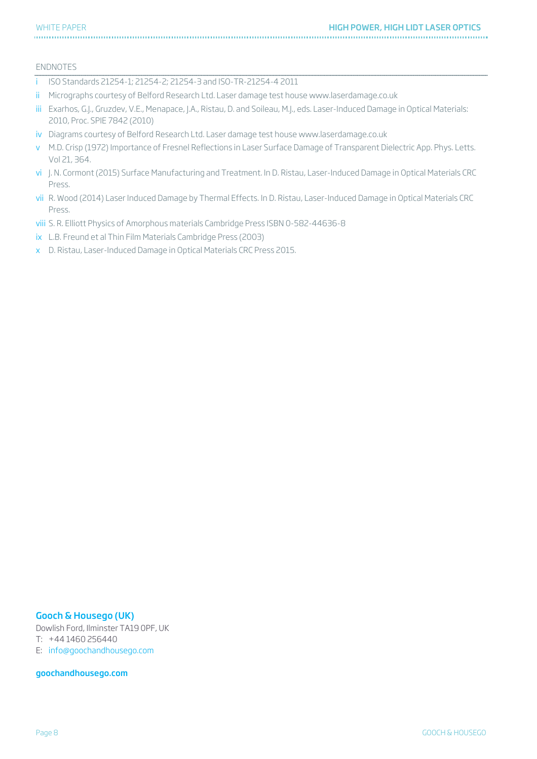## ENDNOTES

- i ISO Standards 21254-1; 21254-2; 21254-3 and ISO-TR-21254-4 2011
- ii Micrographs courtesy of Belford Research Ltd. Laser damage test house www.laserdamage.co.uk
- iii Exarhos, G.J., Gruzdev, V.E., Menapace, J.A., Ristau, D. and Soileau, M.J., eds. Laser-Induced Damage in Optical Materials: 2010, Proc. SPIE 7842 (2010)
- iv Diagrams courtesy of Belford Research Ltd. Laser damage test house www.laserdamage.co.uk
- v M.D. Crisp (1972) Importance of Fresnel Reflections in Laser Surface Damage of Transparent Dielectric App. Phys. Letts. Vol 21, 364.
- vi J. N. Cormont (2015) Surface Manufacturing and Treatment. In D. Ristau, Laser-Induced Damage in Optical Materials CRC Press.
- vii R. Wood (2014) Laser Induced Damage by Thermal Effects. In D. Ristau, Laser-Induced Damage in Optical Materials CRC Press.
- viii S. R. Elliott Physics of Amorphous materials Cambridge Press ISBN 0-582-44636-8
- ix L.B. Freund et al Thin Film Materials Cambridge Press (2003)
- x D. Ristau, Laser-Induced Damage in Optical Materials CRC Press 2015.

**Gooch & Housego (UK)**
Dowlish Ford, Ilminster TA19 0PF, UK
T: +44 1460 256440
E: info@goochandhousego.com

**goochandhousego.com**